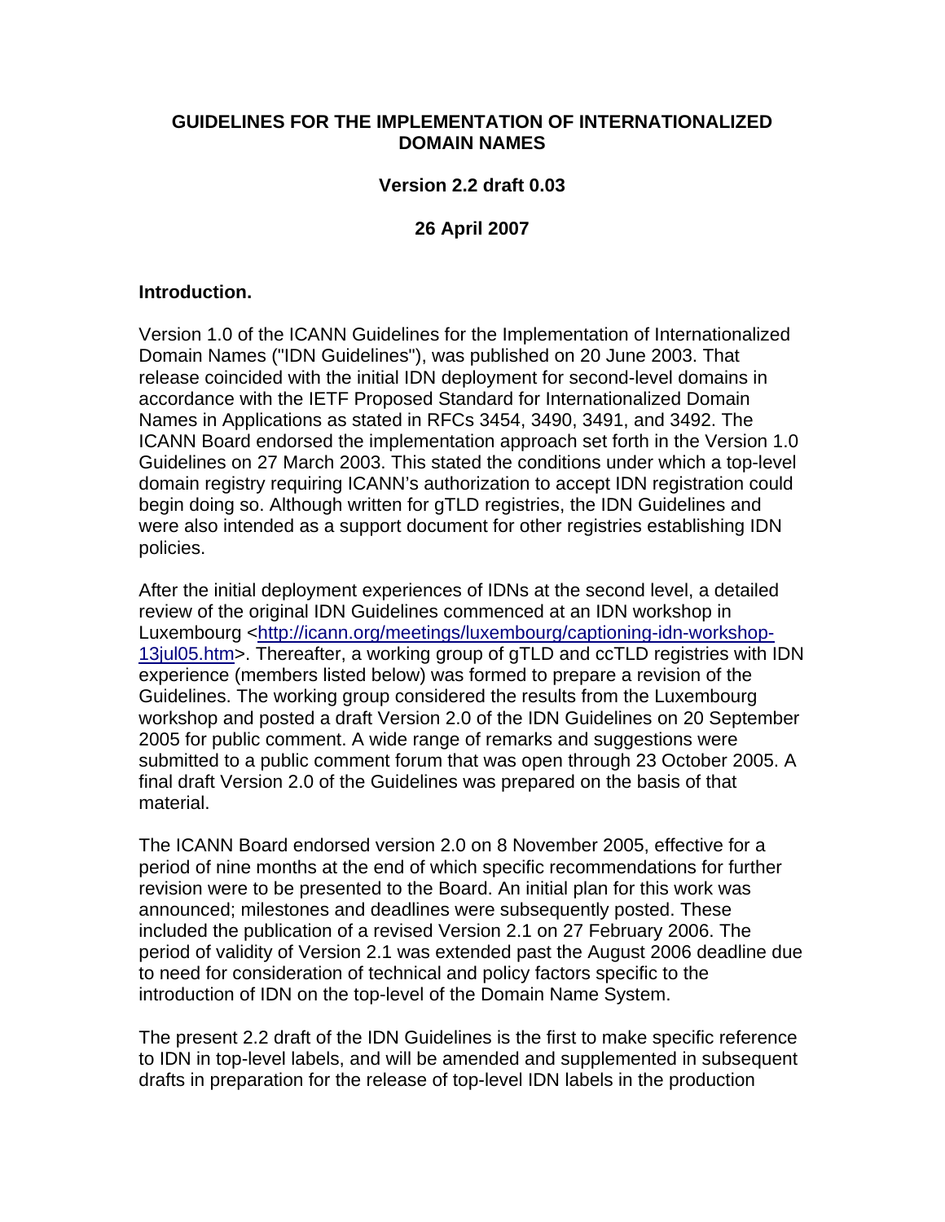# GUIDELINES FOR THE IMPLEMENTATION OF INTERNATIONALIZED DOMAIN NAMES

**Version 2.2 draft 0.03**

**26 April 2007**

## Introduction.

Version 1.0 of the ICANN Guidelines for the Implementation of Internationalized Domain Names ("IDN Guidelines"), was published on 20 June 2003. That release coincided with the initial IDN deployment for second-level domains in accordance with the IETF Proposed Standard for Internationalized Domain Names in Applications as stated in RFCs 3454, 3490, 3491, and 3492. The ICANN Board endorsed the implementation approach set forth in the Version 1.0 Guidelines on 27 March 2003. This stated the conditions under which a top-level domain registry requiring ICANN's authorization to accept IDN registration could begin doing so. Although written for gTLD registries, the IDN Guidelines and were also intended as a support document for other registries establishing IDN policies.

After the initial deployment experiences of IDNs at the second level, a detailed review of the original IDN Guidelines commenced at an IDN workshop in Luxembourg <http://icann.org/meetings/luxembourg/captioning-idn-workshop-13jul05.htm>. Thereafter, a working group of gTLD and ccTLD registries with IDN experience (members listed below) was formed to prepare a revision of the Guidelines. The working group considered the results from the Luxembourg workshop and posted a draft Version 2.0 of the IDN Guidelines on 20 September 2005 for public comment. A wide range of remarks and suggestions were submitted to a public comment forum that was open through 23 October 2005. A final draft Version 2.0 of the Guidelines was prepared on the basis of that material.

The ICANN Board endorsed version 2.0 on 8 November 2005, effective for a period of nine months at the end of which specific recommendations for further revision were to be presented to the Board. An initial plan for this work was announced; milestones and deadlines were subsequently posted. These included the publication of a revised Version 2.1 on 27 February 2006. The period of validity of Version 2.1 was extended past the August 2006 deadline due to need for consideration of technical and policy factors specific to the introduction of IDN on the top-level of the Domain Name System.

The present 2.2 draft of the IDN Guidelines is the first to make specific reference to IDN in top-level labels, and will be amended and supplemented in subsequent drafts in preparation for the release of top-level IDN labels in the production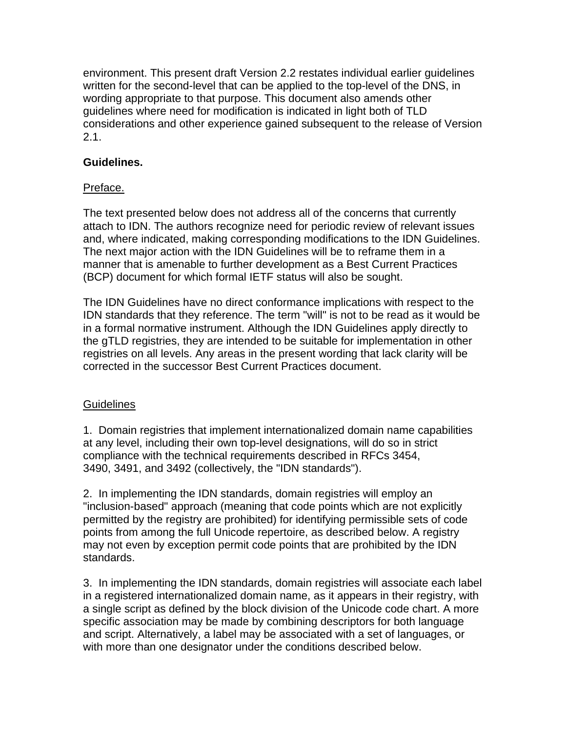environment. This present draft Version 2.2 restates individual earlier guidelines written for the second-level that can be applied to the top-level of the DNS, in wording appropriate to that purpose. This document also amends other guidelines where need for modification is indicated in light both of TLD considerations and other experience gained subsequent to the release of Version 2.1.

**Guidelines.**

Preface.

The text presented below does not address all of the concerns that currently attach to IDN. The authors recognize need for periodic review of relevant issues and, where indicated, making corresponding modifications to the IDN Guidelines. The next major action with the IDN Guidelines will be to reframe them in a manner that is amenable to further development as a Best Current Practices (BCP) document for which formal IETF status will also be sought.

The IDN Guidelines have no direct conformance implications with respect to the IDN standards that they reference. The term "will" is not to be read as it would be in a formal normative instrument. Although the IDN Guidelines apply directly to the gTLD registries, they are intended to be suitable for implementation in other registries on all levels. Any areas in the present wording that lack clarity will be corrected in the successor Best Current Practices document.

Guidelines

1. Domain registries that implement internationalized domain name capabilities at any level, including their own top-level designations, will do so in strict compliance with the technical requirements described in RFCs 3454, 3490, 3491, and 3492 (collectively, the "IDN standards").

2. In implementing the IDN standards, domain registries will employ an "inclusion-based" approach (meaning that code points which are not explicitly permitted by the registry are prohibited) for identifying permissible sets of code points from among the full Unicode repertoire, as described below. A registry may not even by exception permit code points that are prohibited by the IDN standards.

3. In implementing the IDN standards, domain registries will associate each label in a registered internationalized domain name, as it appears in their registry, with a single script as defined by the block division of the Unicode code chart. A more specific association may be made by combining descriptors for both language and script. Alternatively, a label may be associated with a set of languages, or with more than one designator under the conditions described below.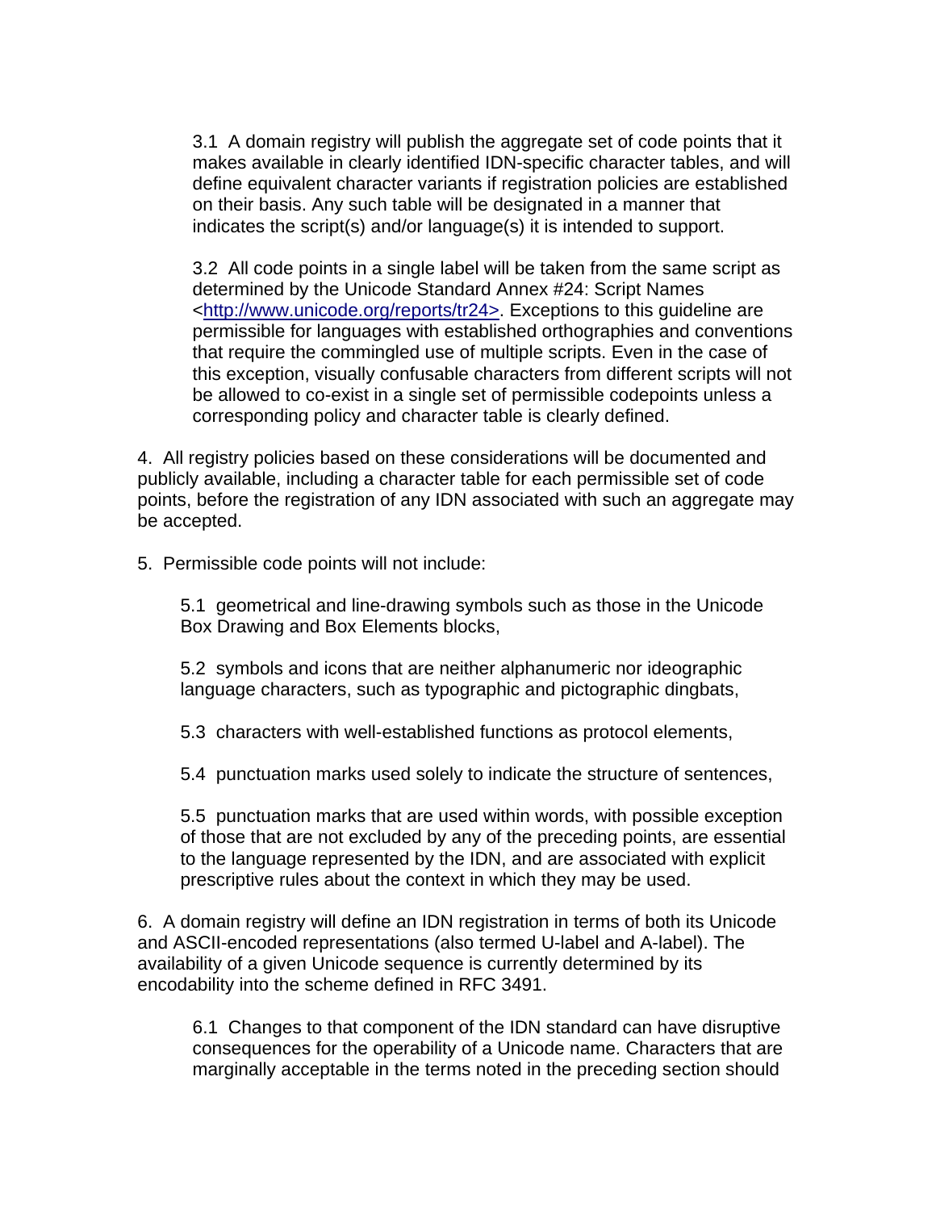3.1 A domain registry will publish the aggregate set of code points that it makes available in clearly identified IDN-specific character tables, and will define equivalent character variants if registration policies are established on their basis. Any such table will be designated in a manner that indicates the script(s) and/or language(s) it is intended to support.

3.2 All code points in a single label will be taken from the same script as determined by the Unicode Standard Annex #24: Script Names <http://www.unicode.org/reports/tr24>. Exceptions to this guideline are permissible for languages with established orthographies and conventions that require the commingled use of multiple scripts. Even in the case of this exception, visually confusable characters from different scripts will not be allowed to co-exist in a single set of permissible codepoints unless a corresponding policy and character table is clearly defined.

4. All registry policies based on these considerations will be documented and publicly available, including a character table for each permissible set of code points, before the registration of any IDN associated with such an aggregate may be accepted.

5. Permissible code points will not include:

5.1 geometrical and line-drawing symbols such as those in the Unicode Box Drawing and Box Elements blocks,

5.2 symbols and icons that are neither alphanumeric nor ideographic language characters, such as typographic and pictographic dingbats,

5.3 characters with well-established functions as protocol elements,

5.4 punctuation marks used solely to indicate the structure of sentences,

5.5 punctuation marks that are used within words, with possible exception of those that are not excluded by any of the preceding points, are essential to the language represented by the IDN, and are associated with explicit prescriptive rules about the context in which they may be used.

6. A domain registry will define an IDN registration in terms of both its Unicode and ASCII-encoded representations (also termed U-label and A-label). The availability of a given Unicode sequence is currently determined by its encodability into the scheme defined in RFC 3491.

6.1 Changes to that component of the IDN standard can have disruptive consequences for the operability of a Unicode name. Characters that are marginally acceptable in the terms noted in the preceding section should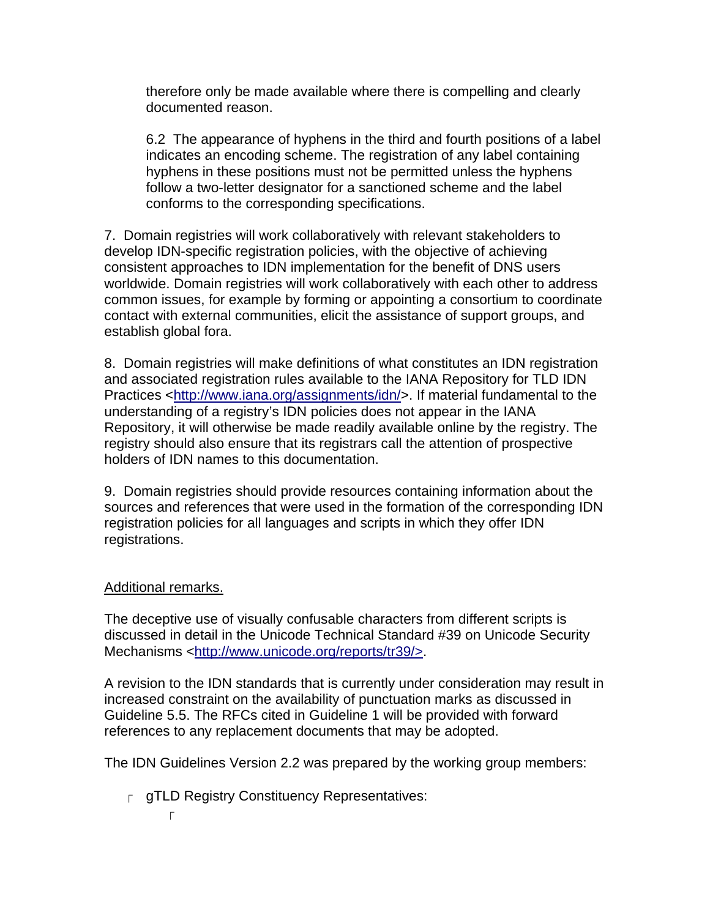therefore only be made available where there is compelling and clearly documented reason.

6.2 The appearance of hyphens in the third and fourth positions of a label indicates an encoding scheme. The registration of any label containing hyphens in these positions must not be permitted unless the hyphens follow a two-letter designator for a sanctioned scheme and the label conforms to the corresponding specifications.

7. Domain registries will work collaboratively with relevant stakeholders to develop IDN-specific registration policies, with the objective of achieving consistent approaches to IDN implementation for the benefit of DNS users worldwide. Domain registries will work collaboratively with each other to address common issues, for example by forming or appointing a consortium to coordinate contact with external communities, elicit the assistance of support groups, and establish global fora.

8. Domain registries will make definitions of what constitutes an IDN registration and associated registration rules available to the IANA Repository for TLD IDN Practices <http://www.iana.org/assignments/idn/>. If material fundamental to the understanding of a registry's IDN policies does not appear in the IANA Repository, it will otherwise be made readily available online by the registry. The registry should also ensure that its registrars call the attention of prospective holders of IDN names to this documentation.

9. Domain registries should provide resources containing information about the sources and references that were used in the formation of the corresponding IDN registration policies for all languages and scripts in which they offer IDN registrations.

Additional remarks.

The deceptive use of visually confusable characters from different scripts is discussed in detail in the Unicode Technical Standard #39 on Unicode Security Mechanisms <http://www.unicode.org/reports/tr39/>.

A revision to the IDN standards that is currently under consideration may result in increased constraint on the availability of punctuation marks as discussed in Guideline 5.5. The RFCs cited in Guideline 1 will be provided with forward references to any replacement documents that may be adopted.

The IDN Guidelines Version 2.2 was prepared by the working group members:

- gTLD Registry Constituency Representatives: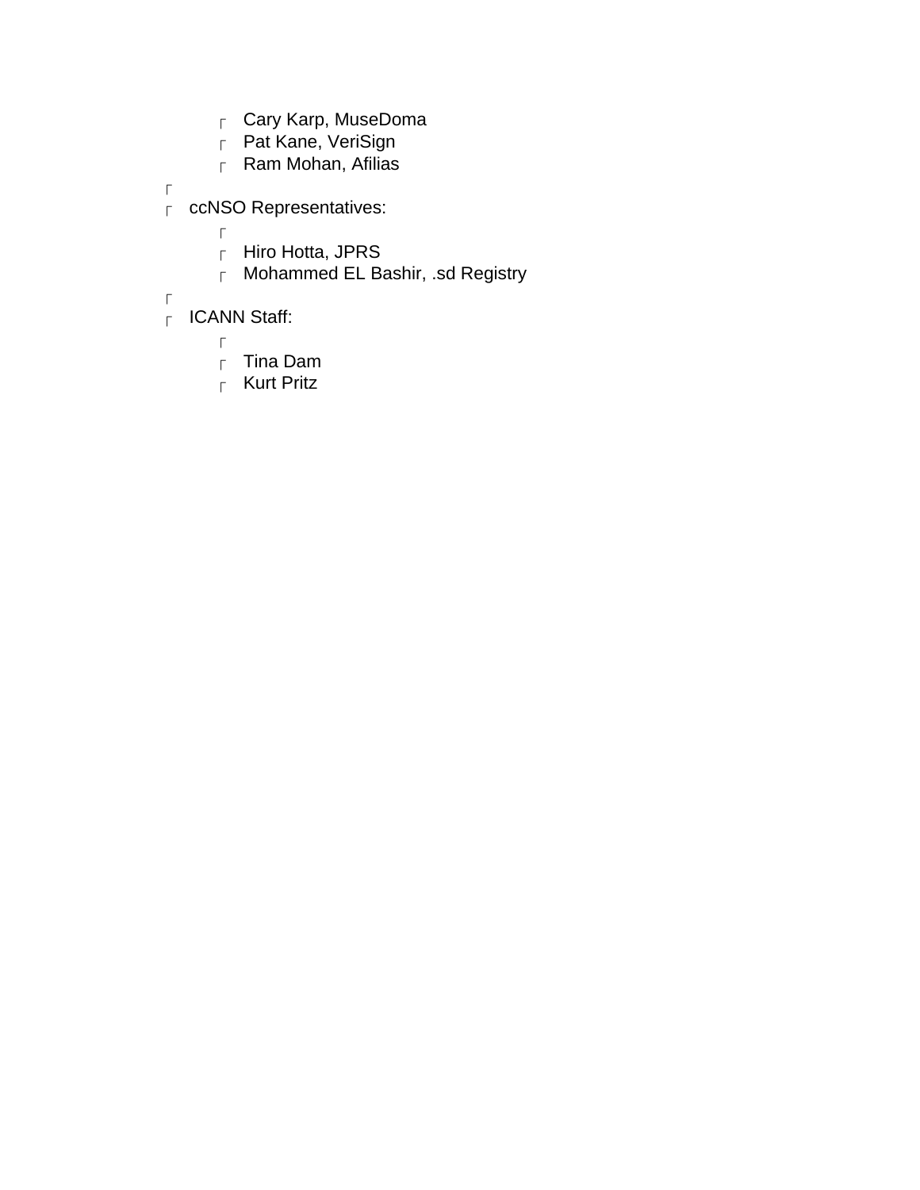- Cary Karp, MuseDoma
  - Pat Kane, VeriSign
  - Ram Mohan, Afilias

- ccNSO Representatives:

  - Hiro Hotta, JPRS
  - Mohammed EL Bashir, .sd Registry

- ICANN Staff:

  - Tina Dam
  - Kurt Pritz